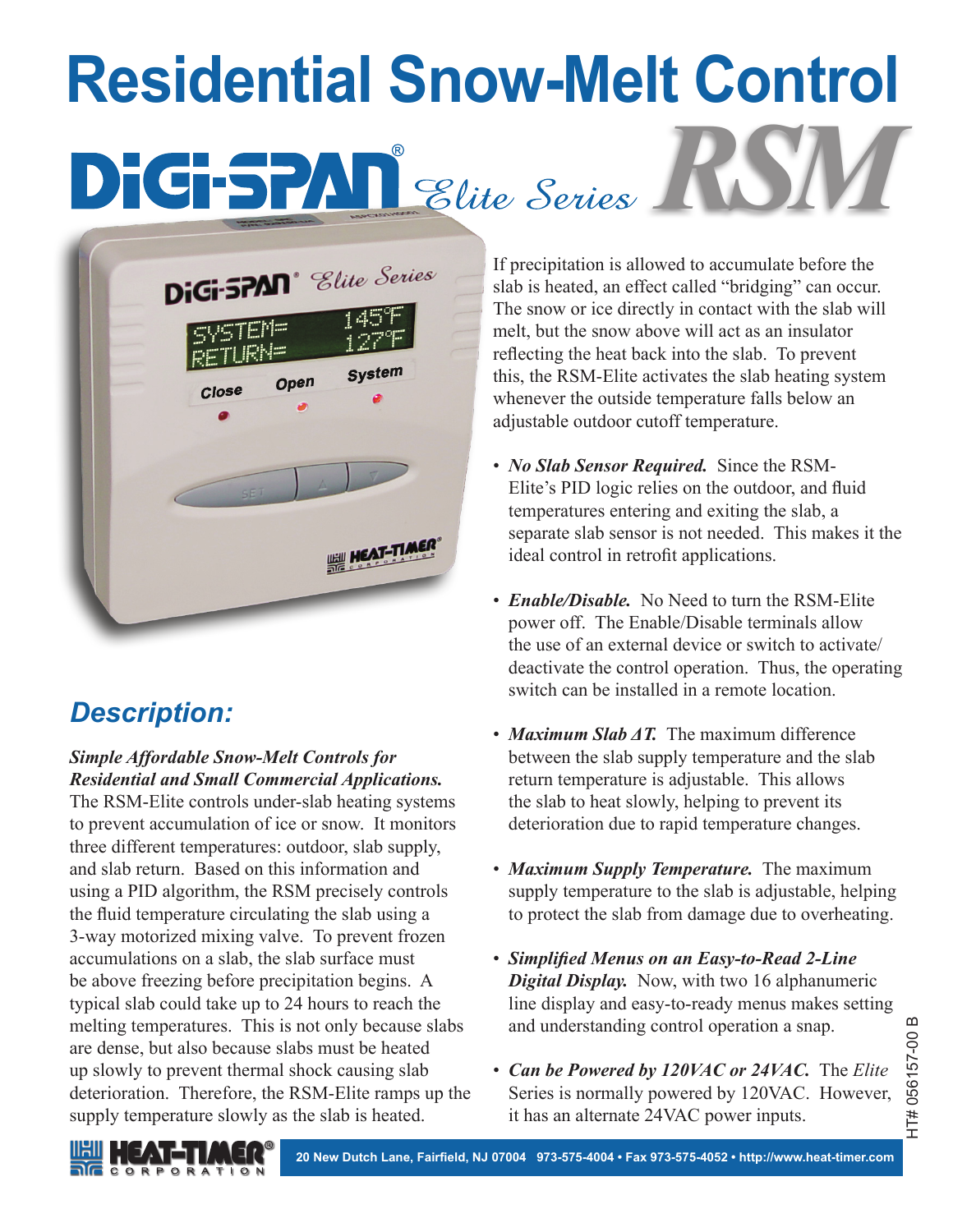# Residential Snow-Melt Control

## DiGi-SPAN® Elite Series RSM

If precipitation is allowed to accumulate before the slab is heated, an effect called "bridging" can occur. The snow or ice directly in contact with the slab will melt, but the snow above will act as an insulator reflecting the heat back into the slab. To prevent this, the RSM-Elite activates the slab heating system whenever the outside temperature falls below an adjustable outdoor cutoff temperature.

- ***No Slab Sensor Required.*** Since the RSM-Elite's PID logic relies on the outdoor, and fluid temperatures entering and exiting the slab, a separate slab sensor is not needed. This makes it the ideal control in retrofit applications.
- ***Enable/Disable.*** No Need to turn the RSM-Elite power off. The Enable/Disable terminals allow the use of an external device or switch to activate/deactivate the control operation. Thus, the operating switch can be installed in a remote location.
- ***Maximum Slab ΔT.*** The maximum difference between the slab supply temperature and the slab return temperature is adjustable. This allows the slab to heat slowly, helping to prevent its deterioration due to rapid temperature changes.
- ***Maximum Supply Temperature.*** The maximum supply temperature to the slab is adjustable, helping to protect the slab from damage due to overheating.
- ***Simplified Menus on an Easy-to-Read 2-Line Digital Display.*** Now, with two 16 alphanumeric line display and easy-to-ready menus makes setting and understanding control operation a snap.
- ***Can be Powered by 120VAC or 24VAC.*** The *Elite* Series is normally powered by 120VAC. However, it has an alternate 24VAC power inputs.

## Description:

***Simple Affordable Snow-Melt Controls for Residential and Small Commercial Applications.*** The RSM-Elite controls under-slab heating systems to prevent accumulation of ice or snow. It monitors three different temperatures: outdoor, slab supply, and slab return. Based on this information and using a PID algorithm, the RSM precisely controls the fluid temperature circulating the slab using a 3-way motorized mixing valve. To prevent frozen accumulations on a slab, the slab surface must be above freezing before precipitation begins. A typical slab could take up to 24 hours to reach the melting temperatures. This is not only because slabs are dense, but also because slabs must be heated up slowly to prevent thermal shock causing slab deterioration. Therefore, the RSM-Elite ramps up the supply temperature slowly as the slab is heated.

HT# 056157-00 B

HEAT-TIMER® CORPORATION 20 New Dutch Lane, Fairfield, NJ 07004 973-575-4004 • Fax 973-575-4052 • http://www.heat-timer.com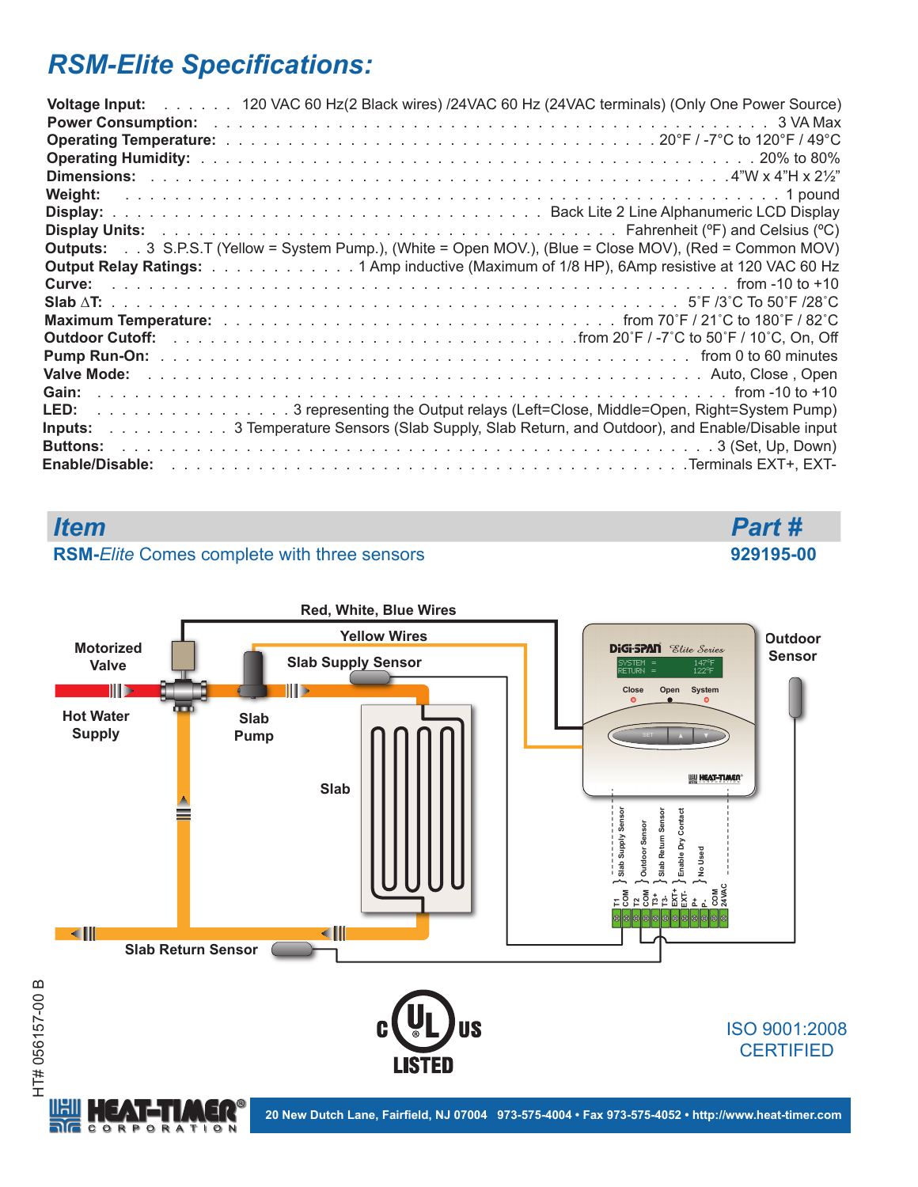# RSM-Elite Specifications:

**Voltage Input:** 120 VAC 60 Hz(2 Black wires) /24VAC 60 Hz (24VAC terminals) (Only One Power Source)
**Power Consumption:** 3 VA Max
**Operating Temperature:** 20°F / -7°C to 120°F / 49°C
**Operating Humidity:** 20% to 80%
**Dimensions:** 4"W x 4"H x 2½"
**Weight:** 1 pound
**Display:** Back Lite 2 Line Alphanumeric LCD Display
**Display Units:** Fahrenheit (ºF) and Celsius (ºC)
**Outputs:** 3 S.P.S.T (Yellow = System Pump.), (White = Open MOV.), (Blue = Close MOV), (Red = Common MOV)
**Output Relay Ratings:** 1 Amp inductive (Maximum of 1/8 HP), 6Amp resistive at 120 VAC 60 Hz
**Curve:** from -10 to +10
**Slab ∆T:** 5˚F /3˚C To 50˚F /28˚C
**Maximum Temperature:** from 70˚F / 21˚C to 180˚F / 82˚C
**Outdoor Cutoff:** from 20˚F / -7˚C to 50˚F / 10˚C, On, Off
**Pump Run-On:** from 0 to 60 minutes
**Valve Mode:** Auto, Close , Open
**Gain:** from -10 to +10
**LED:** 3 representing the Output relays (Left=Close, Middle=Open, Right=System Pump)
**Inputs:** 3 Temperature Sensors (Slab Supply, Slab Return, and Outdoor), and Enable/Disable input
**Buttons:** 3 (Set, Up, Down)
**Enable/Disable:** Terminals EXT+, EXT-

| Item | Part # |
|---|---|
| **RSM-***Elite* Comes complete with three sensors | **929195-00** |

Red, White, Blue Wires
Yellow Wires
Motorized Valve
Slab Supply Sensor
Outdoor Sensor
Hot Water Supply
Slab Pump
Slab
Slab Return Sensor
DiGi-SPAN Elite Series
SYSTEM = 147°F
RETURN = 122°F
Close Open System
SET
HEAT-TIMER
Slab Supply Sensor
Outdoor Sensor
Slab Return Sensor
Enable Dry Contact
No Used
T1 COM T2 COM T3+ T3- EXT+ EXT- P+ P- COM 24VAC

c UL US LISTED

ISO 9001:2008 CERTIFIED

HT# 056157-00 B

HEAT-TIMER CORPORATION

20 New Dutch Lane, Fairfield, NJ 07004 973-575-4004 • Fax 973-575-4052 • http://www.heat-timer.com